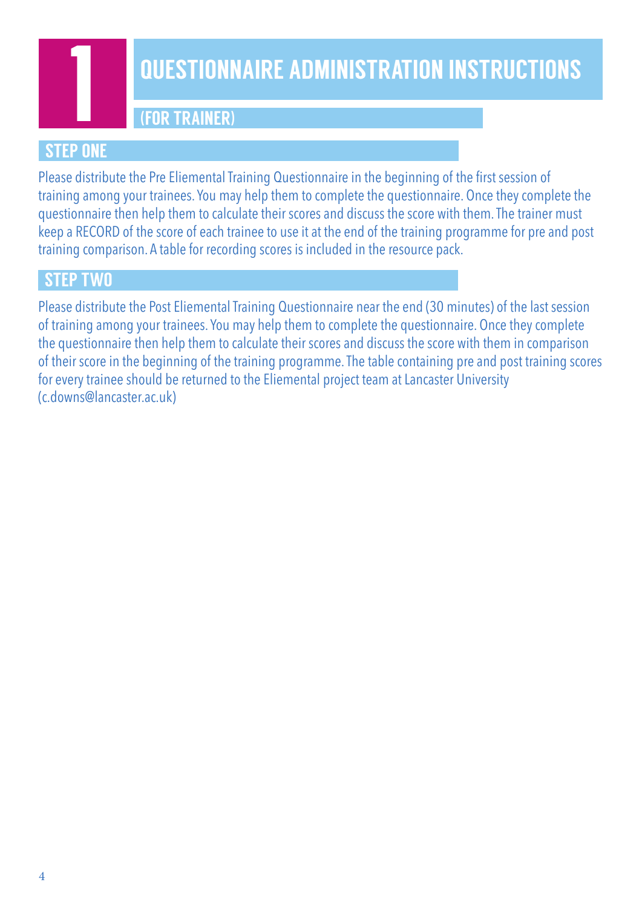# 1 QUESTIONNAIRE ADMINISTRATION INSTRUCTIONS

## (FOR TRAINER)

### STEP ONE

Please distribute the Pre Eliemental Training Questionnaire in the beginning of the first session of training among your trainees. You may help them to complete the questionnaire. Once they complete the questionnaire then help them to calculate their scores and discuss the score with them. The trainer must keep a RECORD of the score of each trainee to use it at the end of the training programme for pre and post training comparison. A table for recording scores is included in the resource pack.

### STEP TWO

Please distribute the Post Eliemental Training Questionnaire near the end (30 minutes) of the last session of training among your trainees. You may help them to complete the questionnaire. Once they complete the questionnaire then help them to calculate their scores and discuss the score with them in comparison of their score in the beginning of the training programme. The table containing pre and post training scores for every trainee should be returned to the Eliemental project team at Lancaster University (c.downs@lancaster.ac.uk)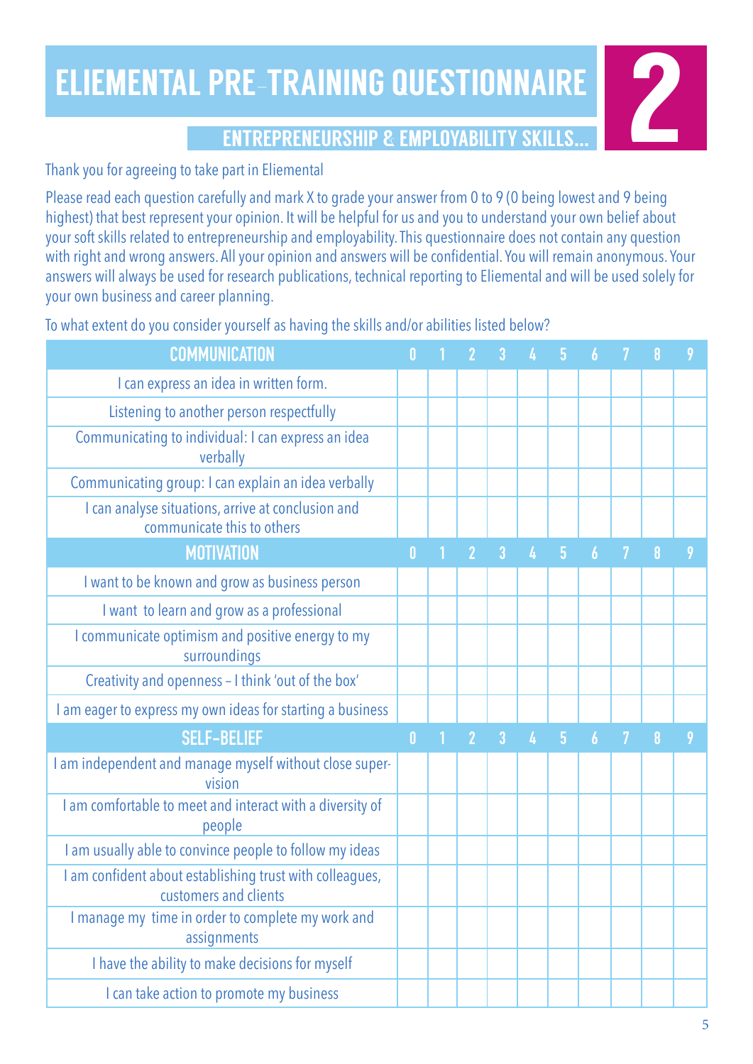# ELIEMENTAL PRE-TRAINING QUESTIONNAIRE

## ENTREPRENEURSHIP & EMPLOYABILITY SKILLS...

2

Thank you for agreeing to take part in Eliemental

Please read each question carefully and mark X to grade your answer from 0 to 9 (0 being lowest and 9 being highest) that best represent your opinion. It will be helpful for us and you to understand your own belief about your soft skills related to entrepreneurship and employability. This questionnaire does not contain any question with right and wrong answers. All your opinion and answers will be confidential. You will remain anonymous. Your answers will always be used for research publications, technical reporting to Eliemental and will be used solely for your own business and career planning.

To what extent do you consider yourself as having the skills and/or abilities listed below?

| COMMUNICATION | 0 | 1 | 2 | 3 | 4 | 5 | 6 | 7 | 8 | 9 |
|---|---|---|---|---|---|---|---|---|---|---|
| I can express an idea in written form. | | | | | | | | | | |
| Listening to another person respectfully | | | | | | | | | | |
| Communicating to individual: I can express an idea verbally | | | | | | | | | | |
| Communicating group: I can explain an idea verbally | | | | | | | | | | |
| I can analyse situations, arrive at conclusion and communicate this to others | | | | | | | | | | |
| **MOTIVATION** | **0** | **1** | **2** | **3** | **4** | **5** | **6** | **7** | **8** | **9** |
| I want to be known and grow as business person | | | | | | | | | | |
| I want to learn and grow as a professional | | | | | | | | | | |
| I communicate optimism and positive energy to my surroundings | | | | | | | | | | |
| Creativity and openness – I think 'out of the box' | | | | | | | | | | |
| I am eager to express my own ideas for starting a business | | | | | | | | | | |
| **SELF-BELIEF** | **0** | **1** | **2** | **3** | **4** | **5** | **6** | **7** | **8** | **9** |
| I am independent and manage myself without close super-vision | | | | | | | | | | |
| I am comfortable to meet and interact with a diversity of people | | | | | | | | | | |
| I am usually able to convince people to follow my ideas | | | | | | | | | | |
| I am confident about establishing trust with colleagues, customers and clients | | | | | | | | | | |
| I manage my time in order to complete my work and assignments | | | | | | | | | | |
| I have the ability to make decisions for myself | | | | | | | | | | |
| I can take action to promote my business | | | | | | | | | | |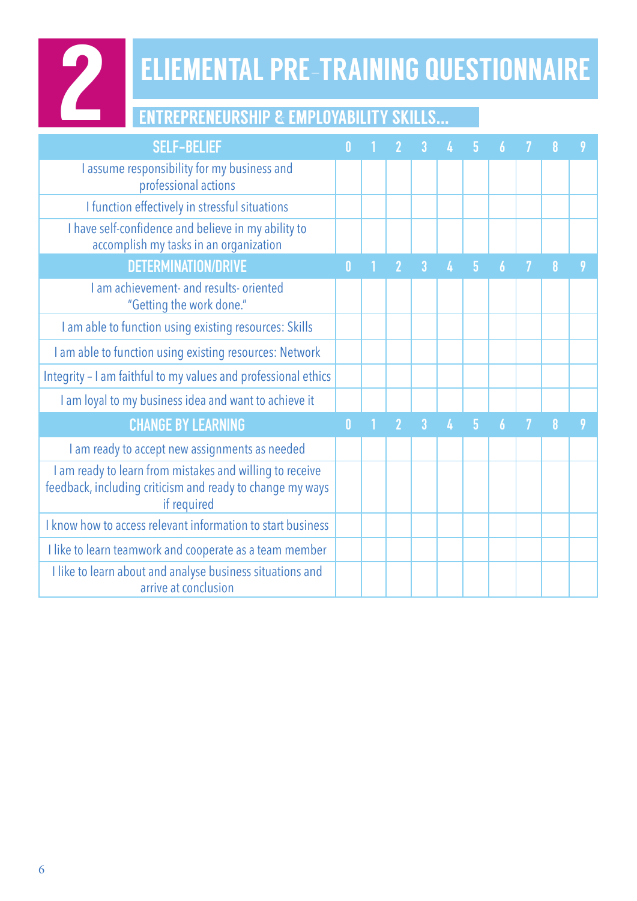# 2 ELIEMENTAL PRE-TRAINING QUESTIONNAIRE

## ENTREPRENEURSHIP & EMPLOYABILITY SKILLS...

| SELF-BELIEF | 0 | 1 | 2 | 3 | 4 | 5 | 6 | 7 | 8 | 9 |
|---|---|---|---|---|---|---|---|---|---|---|
| I assume responsibility for my business and professional actions | | | | | | | | | | |
| I function effectively in stressful situations | | | | | | | | | | |
| I have self-confidence and believe in my ability to accomplish my tasks in an organization | | | | | | | | | | |
| **DETERMINATION/DRIVE** | **0** | **1** | **2** | **3** | **4** | **5** | **6** | **7** | **8** | **9** |
| I am achievement- and results- oriented "Getting the work done." | | | | | | | | | | |
| I am able to function using existing resources: Skills | | | | | | | | | | |
| I am able to function using existing resources: Network | | | | | | | | | | |
| Integrity – I am faithful to my values and professional ethics | | | | | | | | | | |
| I am loyal to my business idea and want to achieve it | | | | | | | | | | |
| **CHANGE BY LEARNING** | **0** | **1** | **2** | **3** | **4** | **5** | **6** | **7** | **8** | **9** |
| I am ready to accept new assignments as needed | | | | | | | | | | |
| I am ready to learn from mistakes and willing to receive feedback, including criticism and ready to change my ways if required | | | | | | | | | | |
| I know how to access relevant information to start business | | | | | | | | | | |
| I like to learn teamwork and cooperate as a team member | | | | | | | | | | |
| I like to learn about and analyse business situations and arrive at conclusion | | | | | | | | | | |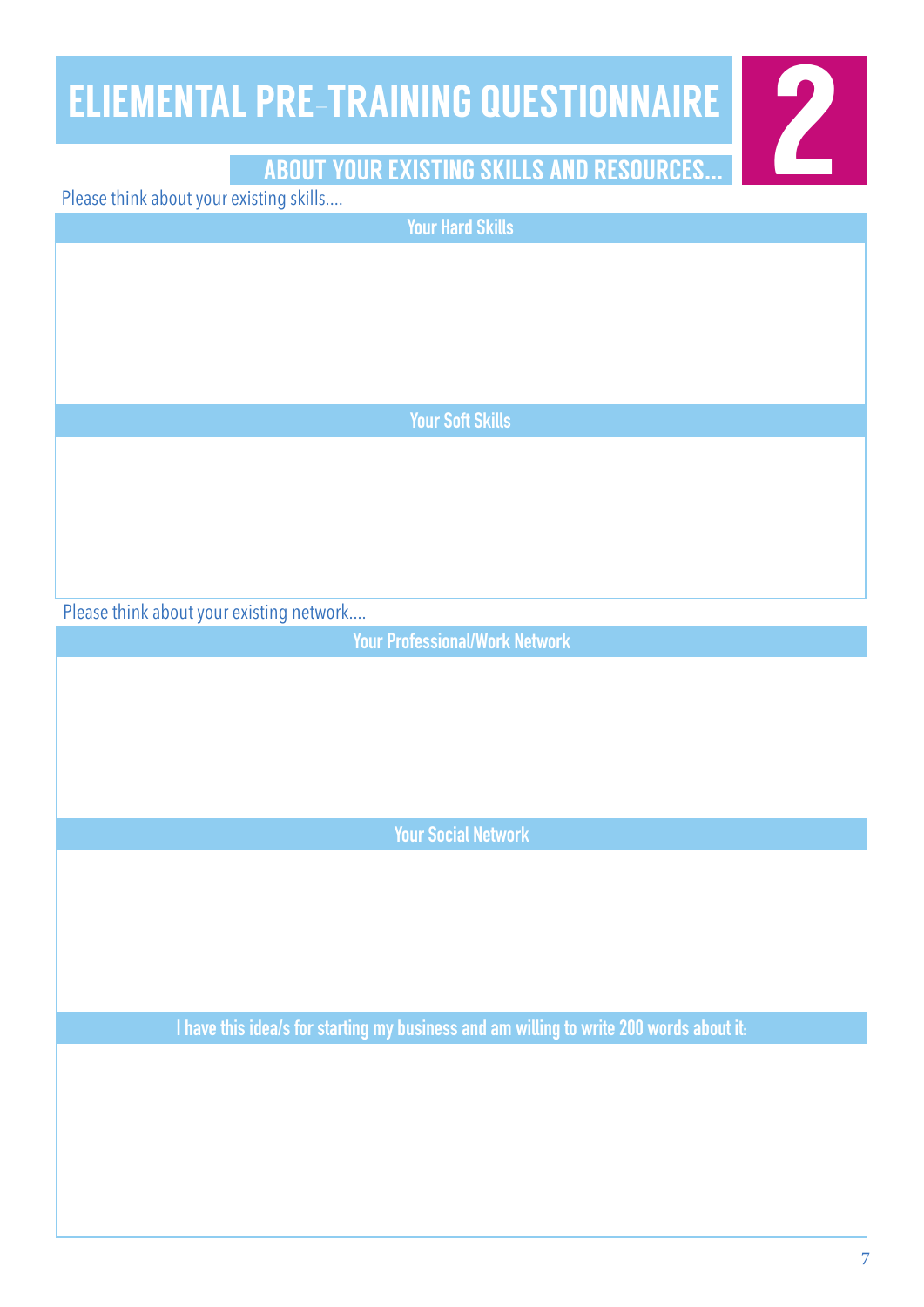# ELIEMENTAL PRE–TRAINING QUESTIONNAIRE

**2**

## ABOUT YOUR EXISTING SKILLS AND RESOURCES...

Please think about your existing skills....

| Your Hard Skills |
| --- |
| |

| Your Soft Skills |
| --- |
| |

Please think about your existing network....

| Your Professional/Work Network |
| --- |
| |

| Your Social Network |
| --- |
| |

| I have this idea/s for starting my business and am willing to write 200 words about it: |
| --- |
| |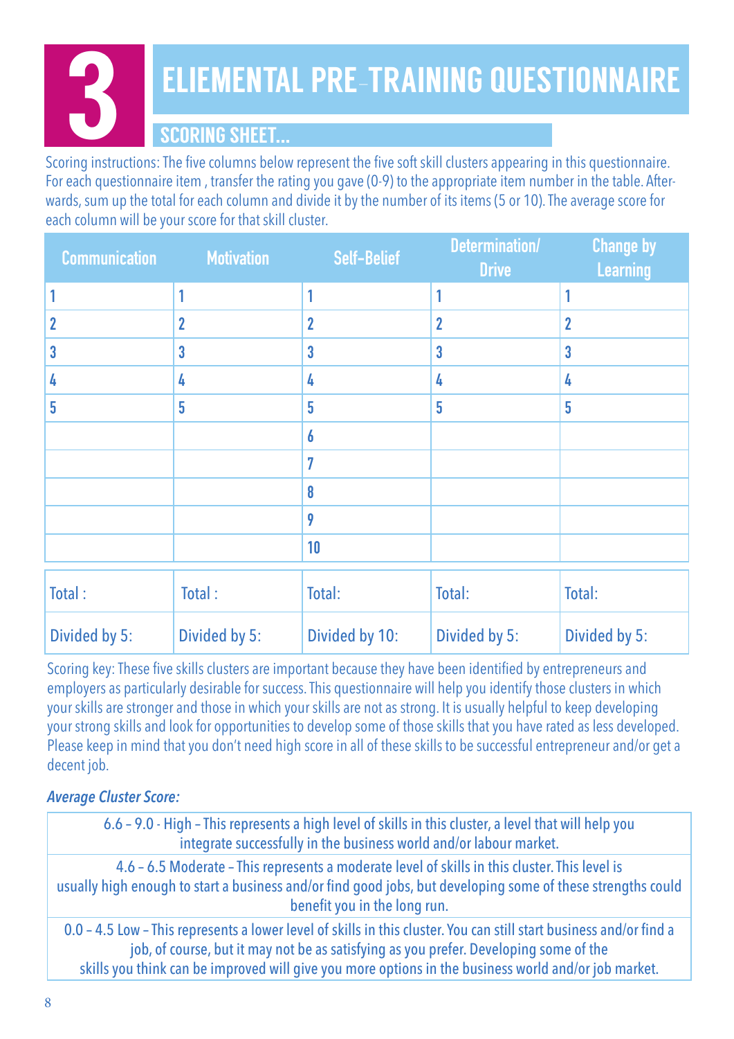# 3 ELIEMENTAL PRE–TRAINING QUESTIONNAIRE

## SCORING SHEET...

Scoring instructions: The five columns below represent the five soft skill clusters appearing in this questionnaire. For each questionnaire item , transfer the rating you gave (0-9) to the appropriate item number in the table. Afterwards, sum up the total for each column and divide it by the number of its items (5 or 10). The average score for each column will be your score for that skill cluster.

| Communication | Motivation | Self-Belief | Determination/ Drive | Change by Learning |
|---|---|---|---|---|
| 1 | 1 | 1 | 1 | 1 |
| 2 | 2 | 2 | 2 | 2 |
| 3 | 3 | 3 | 3 | 3 |
| 4 | 4 | 4 | 4 | 4 |
| 5 | 5 | 5 | 5 | 5 |
| | | 6 | | |
| | | 7 | | |
| | | 8 | | |
| | | 9 | | |
| | | 10 | | |
| Total : | Total : | Total: | Total: | Total: |
| Divided by 5: | Divided by 5: | Divided by 10: | Divided by 5: | Divided by 5: |

Scoring key: These five skills clusters are important because they have been identified by entrepreneurs and employers as particularly desirable for success. This questionnaire will help you identify those clusters in which your skills are stronger and those in which your skills are not as strong. It is usually helpful to keep developing your strong skills and look for opportunities to develop some of those skills that you have rated as less developed. Please keep in mind that you don't need high score in all of these skills to be successful entrepreneur and/or get a decent job.

***Average Cluster Score:***

| |
|---|
| 6.6 – 9.0 - High – This represents a high level of skills in this cluster, a level that will help you integrate successfully in the business world and/or labour market. |
| 4.6 – 6.5 Moderate – This represents a moderate level of skills in this cluster. This level is usually high enough to start a business and/or find good jobs, but developing some of these strengths could benefit you in the long run. |
| 0.0 – 4.5 Low – This represents a lower level of skills in this cluster. You can still start business and/or find a job, of course, but it may not be as satisfying as you prefer. Developing some of the skills you think can be improved will give you more options in the business world and/or job market. |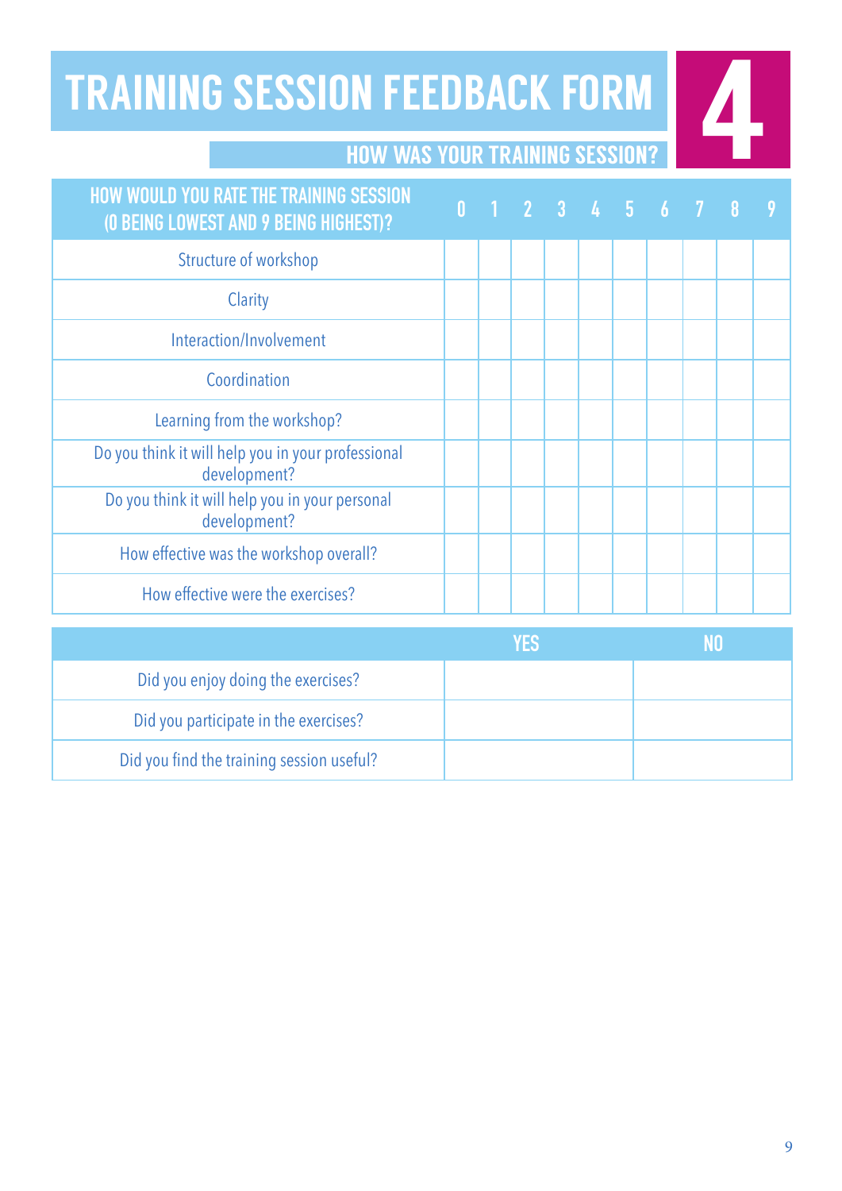# TRAINING SESSION FEEDBACK FORM

## 4

### HOW WAS YOUR TRAINING SESSION?

| HOW WOULD YOU RATE THE TRAINING SESSION (0 BEING LOWEST AND 9 BEING HIGHEST)? | 0 | 1 | 2 | 3 | 4 | 5 | 6 | 7 | 8 | 9 |
|---|---|---|---|---|---|---|---|---|---|---|
| Structure of workshop | | | | | | | | | | |
| Clarity | | | | | | | | | | |
| Interaction/Involvement | | | | | | | | | | |
| Coordination | | | | | | | | | | |
| Learning from the workshop? | | | | | | | | | | |
| Do you think it will help you in your professional development? | | | | | | | | | | |
| Do you think it will help you in your personal development? | | | | | | | | | | |
| How effective was the workshop overall? | | | | | | | | | | |
| How effective were the exercises? | | | | | | | | | | |

| | YES | NO |
|---|---|---|
| Did you enjoy doing the exercises? | | |
| Did you participate in the exercises? | | |
| Did you find the training session useful? | | |